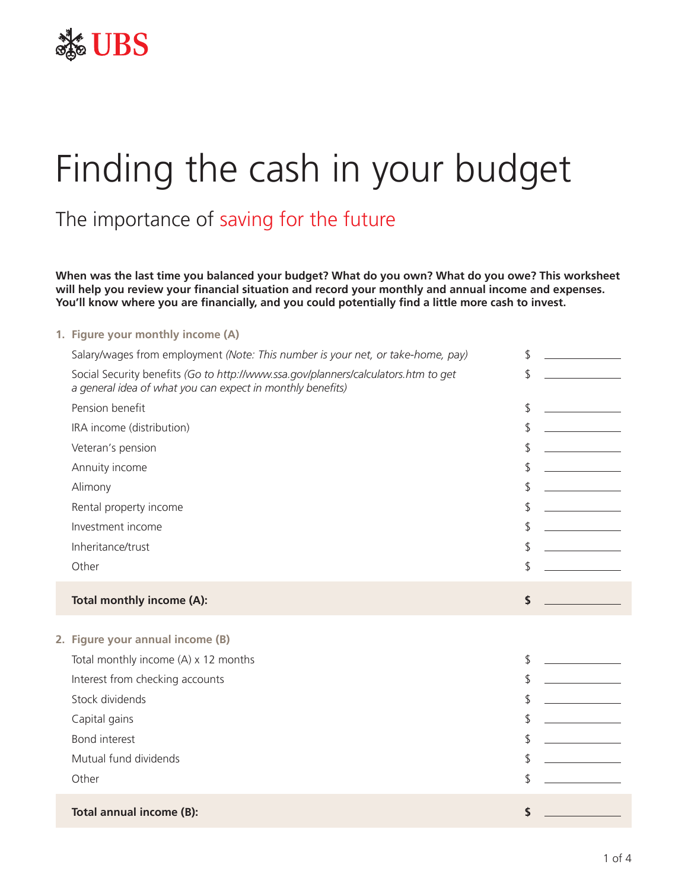UBS

# Finding the cash in your budget

## The importance of saving for the future

**When was the last time you balanced your budget? What do you own? What do you owe? This worksheet will help you review your financial situation and record your monthly and annual income and expenses. You'll know where you are financially, and you could potentially find a little more cash to invest.**

### 1. Figure your monthly income (A)

| | |
|---|---|
| Salary/wages from employment *(Note: This number is your net, or take-home, pay)* | $ ________ |
| Social Security benefits *(Go to http://www.ssa.gov/planners/calculators.htm to get a general idea of what you can expect in monthly benefits)* | $ ________ |
| Pension benefit | $ ________ |
| IRA income (distribution) | $ ________ |
| Veteran's pension | $ ________ |
| Annuity income | $ ________ |
| Alimony | $ ________ |
| Rental property income | $ ________ |
| Investment income | $ ________ |
| Inheritance/trust | $ ________ |
| Other | $ ________ |
| **Total monthly income (A):** | **$** ________ |

### 2. Figure your annual income (B)

| | |
|---|---|
| Total monthly income (A) x 12 months | $ ________ |
| Interest from checking accounts | $ ________ |
| Stock dividends | $ ________ |
| Capital gains | $ ________ |
| Bond interest | $ ________ |
| Mutual fund dividends | $ ________ |
| Other | $ ________ |
| **Total annual income (B):** | **$** ________ |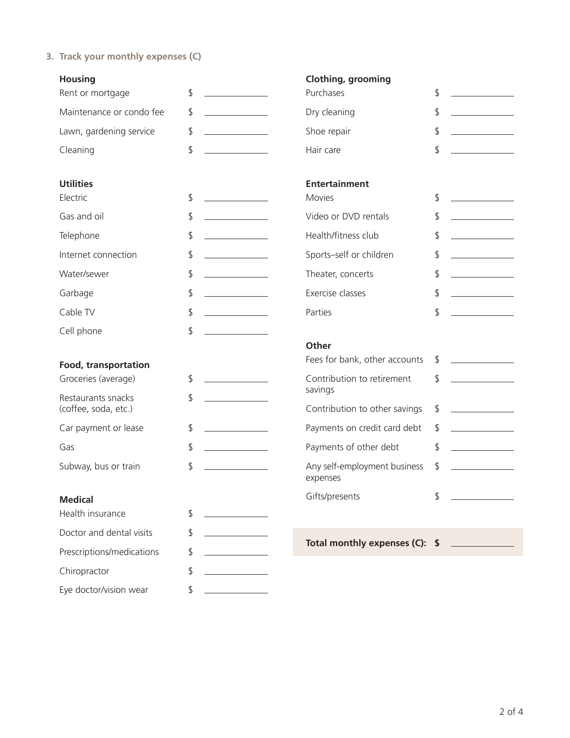### 3. Track your monthly expenses (C)

**Housing**

| Item | Amount |
|---|---|
| Rent or mortgage | $ ________ |
| Maintenance or condo fee | $ ________ |
| Lawn, gardening service | $ ________ |
| Cleaning | $ ________ |

**Utilities**

| Item | Amount |
|---|---|
| Electric | $ ________ |
| Gas and oil | $ ________ |
| Telephone | $ ________ |
| Internet connection | $ ________ |
| Water/sewer | $ ________ |
| Garbage | $ ________ |
| Cable TV | $ ________ |
| Cell phone | $ ________ |

**Food, transportation**

| Item | Amount |
|---|---|
| Groceries (average) | $ ________ |
| Restaurants snacks (coffee, soda, etc.) | $ ________ |
| Car payment or lease | $ ________ |
| Gas | $ ________ |
| Subway, bus or train | $ ________ |

**Medical**

| Item | Amount |
|---|---|
| Health insurance | $ ________ |
| Doctor and dental visits | $ ________ |
| Prescriptions/medications | $ ________ |
| Chiropractor | $ ________ |
| Eye doctor/vision wear | $ ________ |

**Clothing, grooming**

| Item | Amount |
|---|---|
| Purchases | $ ________ |
| Dry cleaning | $ ________ |
| Shoe repair | $ ________ |
| Hair care | $ ________ |

**Entertainment**

| Item | Amount |
|---|---|
| Movies | $ ________ |
| Video or DVD rentals | $ ________ |
| Health/fitness club | $ ________ |
| Sports–self or children | $ ________ |
| Theater, concerts | $ ________ |
| Exercise classes | $ ________ |
| Parties | $ ________ |

**Other**

| Item | Amount |
|---|---|
| Fees for bank, other accounts | $ ________ |
| Contribution to retirement savings | $ ________ |
| Contribution to other savings | $ ________ |
| Payments on credit card debt | $ ________ |
| Payments of other debt | $ ________ |
| Any self-employment business expenses | $ ________ |
| Gifts/presents | $ ________ |

**Total monthly expenses (C): $** ________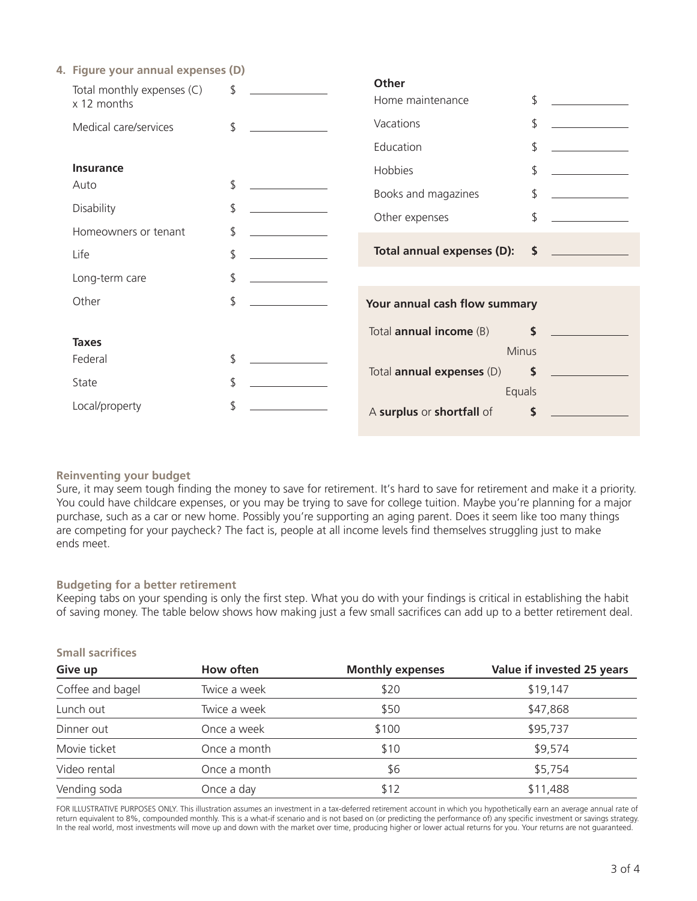### 4. Figure your annual expenses (D)

| | |
|---|---|
| Total monthly expenses (C) x 12 months | $ ________ |
| Medical care/services | $ ________ |

**Insurance**

| | |
|---|---|
| Auto | $ ________ |
| Disability | $ ________ |
| Homeowners or tenant | $ ________ |
| Life | $ ________ |
| Long-term care | $ ________ |
| Other | $ ________ |

**Taxes**

| | |
|---|---|
| Federal | $ ________ |
| State | $ ________ |
| Local/property | $ ________ |

**Other**

| | |
|---|---|
| Home maintenance | $ ________ |
| Vacations | $ ________ |
| Education | $ ________ |
| Hobbies | $ ________ |
| Books and magazines | $ ________ |
| Other expenses | $ ________ |

**Total annual expenses (D):** **$** ________

**Your annual cash flow summary**

Total **annual income** (B) **$** ________

Minus

Total **annual expenses** (D) **$** ________

Equals

A **surplus** or **shortfall** of **$** ________

### Reinventing your budget

Sure, it may seem tough finding the money to save for retirement. It's hard to save for retirement and make it a priority. You could have childcare expenses, or you may be trying to save for college tuition. Maybe you're planning for a major purchase, such as a car or new home. Possibly you're supporting an aging parent. Does it seem like too many things are competing for your paycheck? The fact is, people at all income levels find themselves struggling just to make ends meet.

### Budgeting for a better retirement

Keeping tabs on your spending is only the first step. What you do with your findings is critical in establishing the habit of saving money. The table below shows how making just a few small sacrifices can add up to a better retirement deal.

**Small sacrifices**

| Give up | How often | Monthly expenses | Value if invested 25 years |
|---|---|---|---|
| Coffee and bagel | Twice a week | $20 | $19,147 |
| Lunch out | Twice a week | $50 | $47,868 |
| Dinner out | Once a week | $100 | $95,737 |
| Movie ticket | Once a month | $10 | $9,574 |
| Video rental | Once a month | $6 | $5,754 |
| Vending soda | Once a day | $12 | $11,488 |

FOR ILLUSTRATIVE PURPOSES ONLY. This illustration assumes an investment in a tax-deferred retirement account in which you hypothetically earn an average annual rate of return equivalent to 8%, compounded monthly. This is a what-if scenario and is not based on (or predicting the performance of) any specific investment or savings strategy. In the real world, most investments will move up and down with the market over time, producing higher or lower actual returns for you. Your returns are not guaranteed.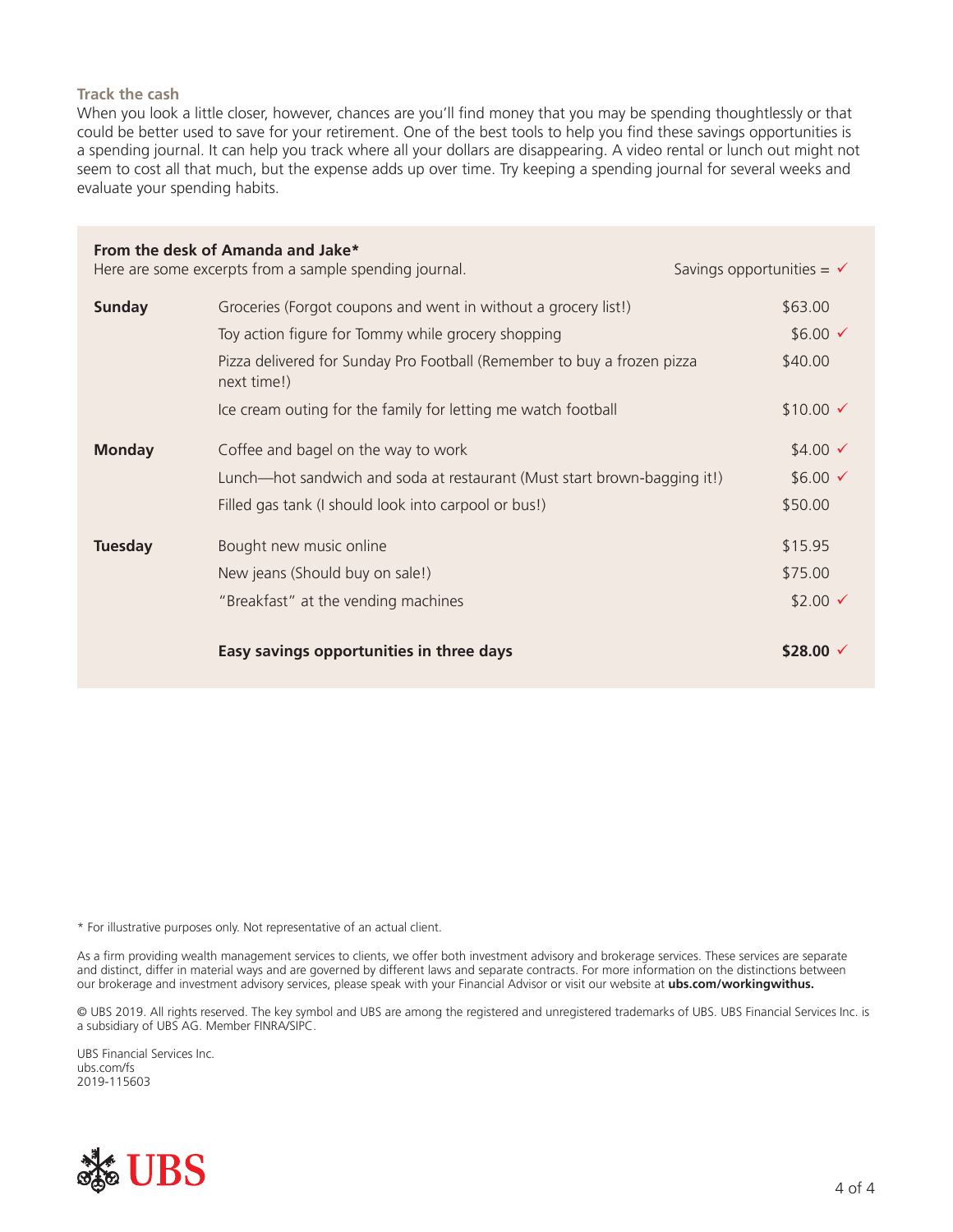### Track the cash

When you look a little closer, however, chances are you'll find money that you may be spending thoughtlessly or that could be better used to save for your retirement. One of the best tools to help you find these savings opportunities is a spending journal. It can help you track where all your dollars are disappearing. A video rental or lunch out might not seem to cost all that much, but the expense adds up over time. Try keeping a spending journal for several weeks and evaluate your spending habits.

**From the desk of Amanda and Jake***

Here are some excerpts from a sample spending journal.

Savings opportunities = ✓

| | | |
|---|---|---|
| **Sunday** | Groceries (Forgot coupons and went in without a grocery list!) | $63.00 |
| | Toy action figure for Tommy while grocery shopping | $6.00 ✓ |
| | Pizza delivered for Sunday Pro Football (Remember to buy a frozen pizza next time!) | $40.00 |
| | Ice cream outing for the family for letting me watch football | $10.00 ✓ |
| **Monday** | Coffee and bagel on the way to work | $4.00 ✓ |
| | Lunch—hot sandwich and soda at restaurant (Must start brown-bagging it!) | $6.00 ✓ |
| | Filled gas tank (I should look into carpool or bus!) | $50.00 |
| **Tuesday** | Bought new music online | $15.95 |
| | New jeans (Should buy on sale!) | $75.00 |
| | "Breakfast" at the vending machines | $2.00 ✓ |
| | **Easy savings opportunities in three days** | **$28.00** ✓ |

* For illustrative purposes only. Not representative of an actual client.

As a firm providing wealth management services to clients, we offer both investment advisory and brokerage services. These services are separate and distinct, differ in material ways and are governed by different laws and separate contracts. For more information on the distinctions between our brokerage and investment advisory services, please speak with your Financial Advisor or visit our website at **ubs.com/workingwithus.**

© UBS 2019. All rights reserved. The key symbol and UBS are among the registered and unregistered trademarks of UBS. UBS Financial Services Inc. is a subsidiary of UBS AG. Member FINRA/SIPC.

UBS Financial Services Inc.
ubs.com/fs
2019-115603

UBS